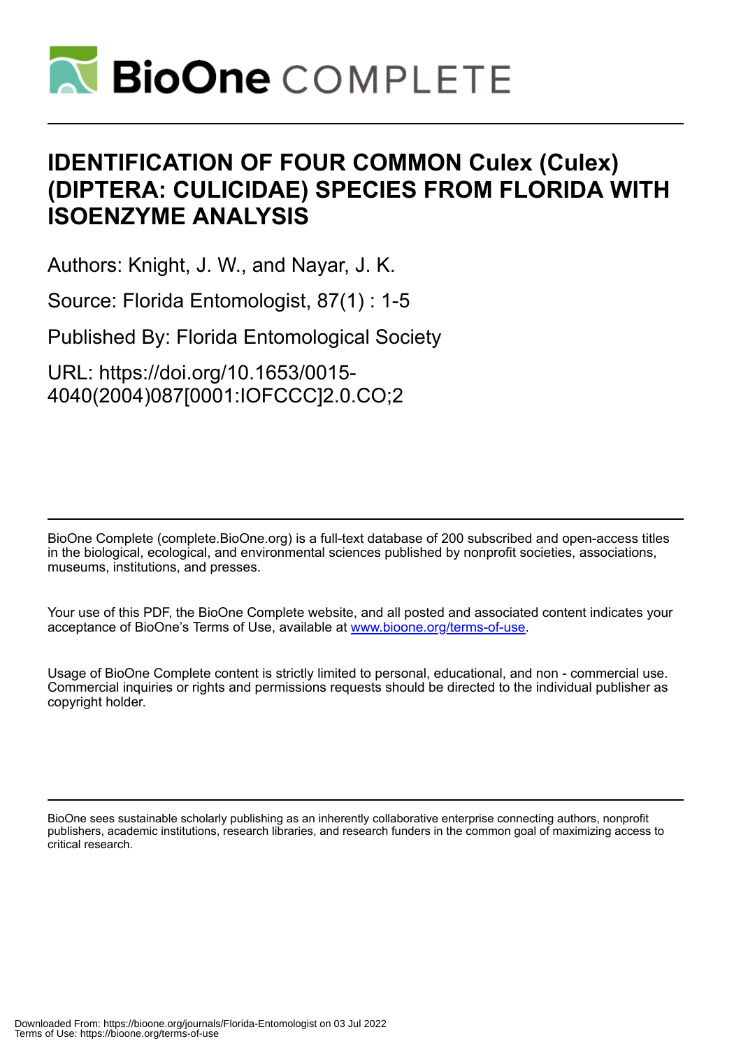# IDENTIFICATION OF FOUR COMMON Culex (Culex) (DIPTERA: CULICIDAE) SPECIES FROM FLORIDA WITH ISOENZYME ANALYSIS

Authors: Knight, J. W., and Nayar, J. K.

Source: Florida Entomologist, 87(1) : 1-5

Published By: Florida Entomological Society

URL: https://doi.org/10.1653/0015-4040(2004)087[0001:IOFCCC]2.0.CO;2

BioOne Complete (complete.BioOne.org) is a full-text database of 200 subscribed and open-access titles in the biological, ecological, and environmental sciences published by nonprofit societies, associations, museums, institutions, and presses.

Your use of this PDF, the BioOne Complete website, and all posted and associated content indicates your acceptance of BioOne's Terms of Use, available at www.bioone.org/terms-of-use.

Usage of BioOne Complete content is strictly limited to personal, educational, and non - commercial use. Commercial inquiries or rights and permissions requests should be directed to the individual publisher as copyright holder.

BioOne sees sustainable scholarly publishing as an inherently collaborative enterprise connecting authors, nonprofit publishers, academic institutions, research libraries, and research funders in the common goal of maximizing access to critical research.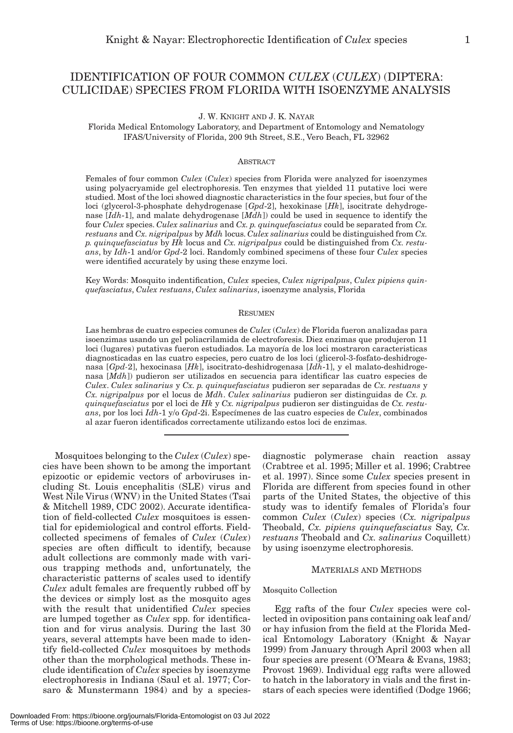# IDENTIFICATION OF FOUR COMMON *CULEX* (*CULEX*) (DIPTERA: CULICIDAE) SPECIES FROM FLORIDA WITH ISOENZYME ANALYSIS

J. W. KNIGHT AND J. K. NAYAR

Florida Medical Entomology Laboratory, and Department of Entomology and Nematology
IFAS/University of Florida, 200 9th Street, S.E., Vero Beach, FL 32962

## ABSTRACT

Females of four common *Culex* (*Culex*) species from Florida were analyzed for isoenzymes using polyacryamide gel electrophoresis. Ten enzymes that yielded 11 putative loci were studied. Most of the loci showed diagnostic characteristics in the four species, but four of the loci (glycerol-3-phosphate dehydrogenase [*Gpd*-2], hexokinase [*Hk*], isocitrate dehydrogenase [*Idh*-1], and malate dehydrogenase [*Mdh*]) could be used in sequence to identify the four *Culex* species. *Culex salinarius* and *Cx. p. quinquefasciatus* could be separated from *Cx. restuans* and *Cx. nigripalpus* by *Mdh* locus. *Culex salinarius* could be distinguished from *Cx. p. quinquefasciatus* by *Hk* locus and *Cx. nigripalpus* could be distinguished from *Cx. restuans*, by *Idh*-1 and/or *Gpd*-2 loci. Randomly combined specimens of these four *Culex* species were identified accurately by using these enzyme loci.

Key Words: Mosquito indentification, *Culex* species, *Culex nigripalpus*, *Culex pipiens quinquefasciatus*, *Culex restuans*, *Culex salinarius*, isoenzyme analysis, Florida

## RESUMEN

Las hembras de cuatro especies comunes de *Culex* (*Culex*) de Florida fueron analizadas para isoenzimas usando un gel poliacrilamida de electroforesis. Diez enzimas que produjeron 11 loci (lugares) putativas fueron estudiados. La mayoría de los loci mostraron caracteristicas diagnosticadas en las cuatro especies, pero cuatro de los loci (glicerol-3-fosfato-deshidrogenasa [*Gpd*-2], hexocinasa [*Hk*], isocitrato-deshidrogenasa [*Idh*-1], y el malato-deshidrogenasa [*Mdh*]) pudieron ser utilizados en secuencia para identificar las cuatro especies de *Culex*. *Culex salinarius* y *Cx. p. quinquefasciatus* pudieron ser separadas de *Cx. restuans* y *Cx. nigripalpus* por el locus de *Mdh*. *Culex salinarius* pudieron ser distinguidas de *Cx. p. quinquefasciatus* por el loci de *Hk* y *Cx. nigripalpus* pudieron ser distinguidas de *Cx. restuans*, por los loci *Idh*-1 y/o *Gpd*-2i. Especímenes de las cuatro especies de *Culex*, combinados al azar fueron identificados correctamente utilizando estos loci de enzimas.

---

Mosquitoes belonging to the *Culex* (*Culex*) species have been shown to be among the important epizootic or epidemic vectors of arboviruses including St. Louis encephalitis (SLE) virus and West Nile Virus (WNV) in the United States (Tsai & Mitchell 1989, CDC 2002). Accurate identification of field-collected *Culex* mosquitoes is essential for epidemiological and control efforts. Field-collected specimens of females of *Culex* (*Culex*) species are often difficult to identify, because adult collections are commonly made with various trapping methods and, unfortunately, the characteristic patterns of scales used to identify *Culex* adult females are frequently rubbed off by the devices or simply lost as the mosquito ages with the result that unidentified *Culex* species are lumped together as *Culex* spp. for identification and for virus analysis. During the last 30 years, several attempts have been made to identify field-collected *Culex* mosquitoes by methods other than the morphological methods. These include identification of *Culex* species by isoenzyme electrophoresis in Indiana (Saul et al. 1977; Corsaro & Munstermann 1984) and by a species-diagnostic polymerase chain reaction assay (Crabtree et al. 1995; Miller et al. 1996; Crabtree et al. 1997). Since some *Culex* species present in Florida are different from species found in other parts of the United States, the objective of this study was to identify females of Florida's four common *Culex* (*Culex*) species (*Cx. nigripalpus* Theobald, *Cx. pipiens quinquefasciatus* Say, *Cx. restuans* Theobald and *Cx. salinarius* Coquillett) by using isoenzyme electrophoresis.

## MATERIALS AND METHODS

### Mosquito Collection

Egg rafts of the four *Culex* species were collected in oviposition pans containing oak leaf and/or hay infusion from the field at the Florida Medical Entomology Laboratory (Knight & Nayar 1999) from January through April 2003 when all four species are present (O'Meara & Evans, 1983; Provost 1969). Individual egg rafts were allowed to hatch in the laboratory in vials and the first instars of each species were identified (Dodge 1966;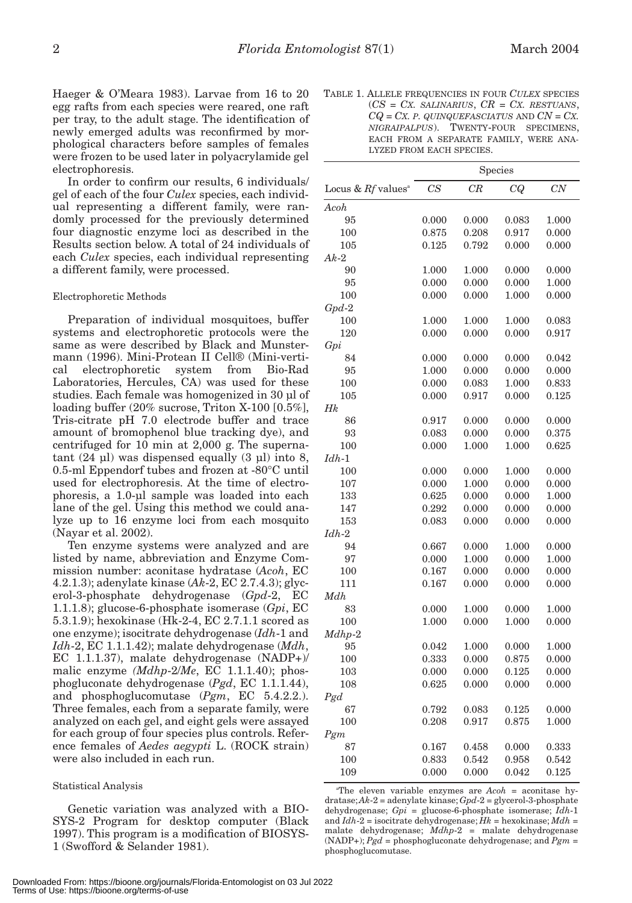Haeger & O'Meara 1983). Larvae from 16 to 20 egg rafts from each species were reared, one raft per tray, to the adult stage. The identification of newly emerged adults was reconfirmed by morphological characters before samples of females were frozen to be used later in polyacrylamide gel electrophoresis.

In order to confirm our results, 6 individuals/gel of each of the four *Culex* species, each individual representing a different family, were randomly processed for the previously determined four diagnostic enzyme loci as described in the Results section below. A total of 24 individuals of each *Culex* species, each individual representing a different family, were processed.

### Electrophoretic Methods

Preparation of individual mosquitoes, buffer systems and electrophoretic protocols were the same as were described by Black and Munstermann (1996). Mini-Protean II Cell® (Mini-vertical electrophoretic system from Bio-Rad Laboratories, Hercules, CA) was used for these studies. Each female was homogenized in 30 µl of loading buffer (20% sucrose, Triton X-100 [0.5%], Tris-citrate pH 7.0 electrode buffer and trace amount of bromophenol blue tracking dye), and centrifuged for 10 min at 2,000 g. The supernatant (24 µl) was dispensed equally (3 µl) into 8, 0.5-ml Eppendorf tubes and frozen at -80°C until used for electrophoresis. At the time of electrophoresis, a 1.0-µl sample was loaded into each lane of the gel. Using this method we could analyze up to 16 enzyme loci from each mosquito (Nayar et al. 2002).

Ten enzyme systems were analyzed and are listed by name, abbreviation and Enzyme Commission number: aconitase hydratase (*Acoh*, EC 4.2.1.3); adenylate kinase (*Ak*-2, EC 2.7.4.3); glycerol-3-phosphate dehydrogenase (*Gpd*-2, EC 1.1.1.8); glucose-6-phosphate isomerase (*Gpi*, EC 5.3.1.9); hexokinase (Hk-2-4, EC 2.7.1.1 scored as one enzyme); isocitrate dehydrogenase (*Idh*-1 and *Idh*-2, EC 1.1.1.42); malate dehydrogenase (*Mdh*, EC 1.1.1.37), malate dehydrogenase (NADP+)/malic enzyme *(Mdhp*-2/*Me*, EC 1.1.1.40); phosphogluconate dehydrogenase (*Pgd*, EC 1.1.1.44), and phosphoglucomutase (*Pgm*, EC 5.4.2.2.). Three females, each from a separate family, were analyzed on each gel, and eight gels were assayed for each group of four species plus controls. Reference females of *Aedes aegypti* L. (ROCK strain) were also included in each run.

### Statistical Analysis

Genetic variation was analyzed with a BIOSYS-2 Program for desktop computer (Black 1997). This program is a modification of BIOSYS-1 (Swofford & Selander 1981).

TABLE 1. ALLELE FREQUENCIES IN FOUR *CULEX* SPECIES (*CS* = *CX. SALINARIUS*, *CR* = *CX. RESTUANS*, *CQ* = *CX. P. QUINQUEFASCIATUS* AND *CN* = *CX. NIGRAIPALPUS*). TWENTY-FOUR SPECIMENS, EACH FROM A SEPARATE FAMILY, WERE ANALYZED FROM EACH SPECIES.

| Locus & *Rf* values[a] | Species | | | |
|---|---|---|---|---|
| | *CS* | *CR* | *CQ* | *CN* |
| *Acoh* | | | | |
| 95 | 0.000 | 0.000 | 0.083 | 1.000 |
| 100 | 0.875 | 0.208 | 0.917 | 0.000 |
| 105 | 0.125 | 0.792 | 0.000 | 0.000 |
| *Ak*-2 | | | | |
| 90 | 1.000 | 1.000 | 0.000 | 0.000 |
| 95 | 0.000 | 0.000 | 0.000 | 1.000 |
| 100 | 0.000 | 0.000 | 1.000 | 0.000 |
| *Gpd*-2 | | | | |
| 100 | 1.000 | 1.000 | 1.000 | 0.083 |
| 120 | 0.000 | 0.000 | 0.000 | 0.917 |
| *Gpi* | | | | |
| 84 | 0.000 | 0.000 | 0.000 | 0.042 |
| 95 | 1.000 | 0.000 | 0.000 | 0.000 |
| 100 | 0.000 | 0.083 | 1.000 | 0.833 |
| 105 | 0.000 | 0.917 | 0.000 | 0.125 |
| *Hk* | | | | |
| 86 | 0.917 | 0.000 | 0.000 | 0.000 |
| 93 | 0.083 | 0.000 | 0.000 | 0.375 |
| 100 | 0.000 | 1.000 | 1.000 | 0.625 |
| *Idh*-1 | | | | |
| 100 | 0.000 | 0.000 | 1.000 | 0.000 |
| 107 | 0.000 | 1.000 | 0.000 | 0.000 |
| 133 | 0.625 | 0.000 | 0.000 | 1.000 |
| 147 | 0.292 | 0.000 | 0.000 | 0.000 |
| 153 | 0.083 | 0.000 | 0.000 | 0.000 |
| *Idh*-2 | | | | |
| 94 | 0.667 | 0.000 | 1.000 | 0.000 |
| 97 | 0.000 | 1.000 | 0.000 | 1.000 |
| 100 | 0.167 | 0.000 | 0.000 | 0.000 |
| 111 | 0.167 | 0.000 | 0.000 | 0.000 |
| *Mdh* | | | | |
| 83 | 0.000 | 1.000 | 0.000 | 1.000 |
| 100 | 1.000 | 0.000 | 1.000 | 0.000 |
| *Mdhp*-2 | | | | |
| 95 | 0.042 | 1.000 | 0.000 | 1.000 |
| 100 | 0.333 | 0.000 | 0.875 | 0.000 |
| 103 | 0.000 | 0.000 | 0.125 | 0.000 |
| 108 | 0.625 | 0.000 | 0.000 | 0.000 |
| *Pgd* | | | | |
| 67 | 0.792 | 0.083 | 0.125 | 0.000 |
| 100 | 0.208 | 0.917 | 0.875 | 1.000 |
| *Pgm* | | | | |
| 87 | 0.167 | 0.458 | 0.000 | 0.333 |
| 100 | 0.833 | 0.542 | 0.958 | 0.542 |
| 109 | 0.000 | 0.000 | 0.042 | 0.125 |

[a]The eleven variable enzymes are *Acoh* = aconitase hydratase; *Ak*-2 = adenylate kinase; *Gpd*-2 = glycerol-3-phosphate dehydrogenase; *Gpi* = glucose-6-phosphate isomerase; *Idh*-1 and *Idh*-2 = isocitrate dehydrogenase; *Hk* = hexokinase; *Mdh* = malate dehydrogenase; *Mdhp*-2 = malate dehydrogenase (NADP+); *Pgd* = phosphogluconate dehydrogenase; and *Pgm* = phosphoglucomutase.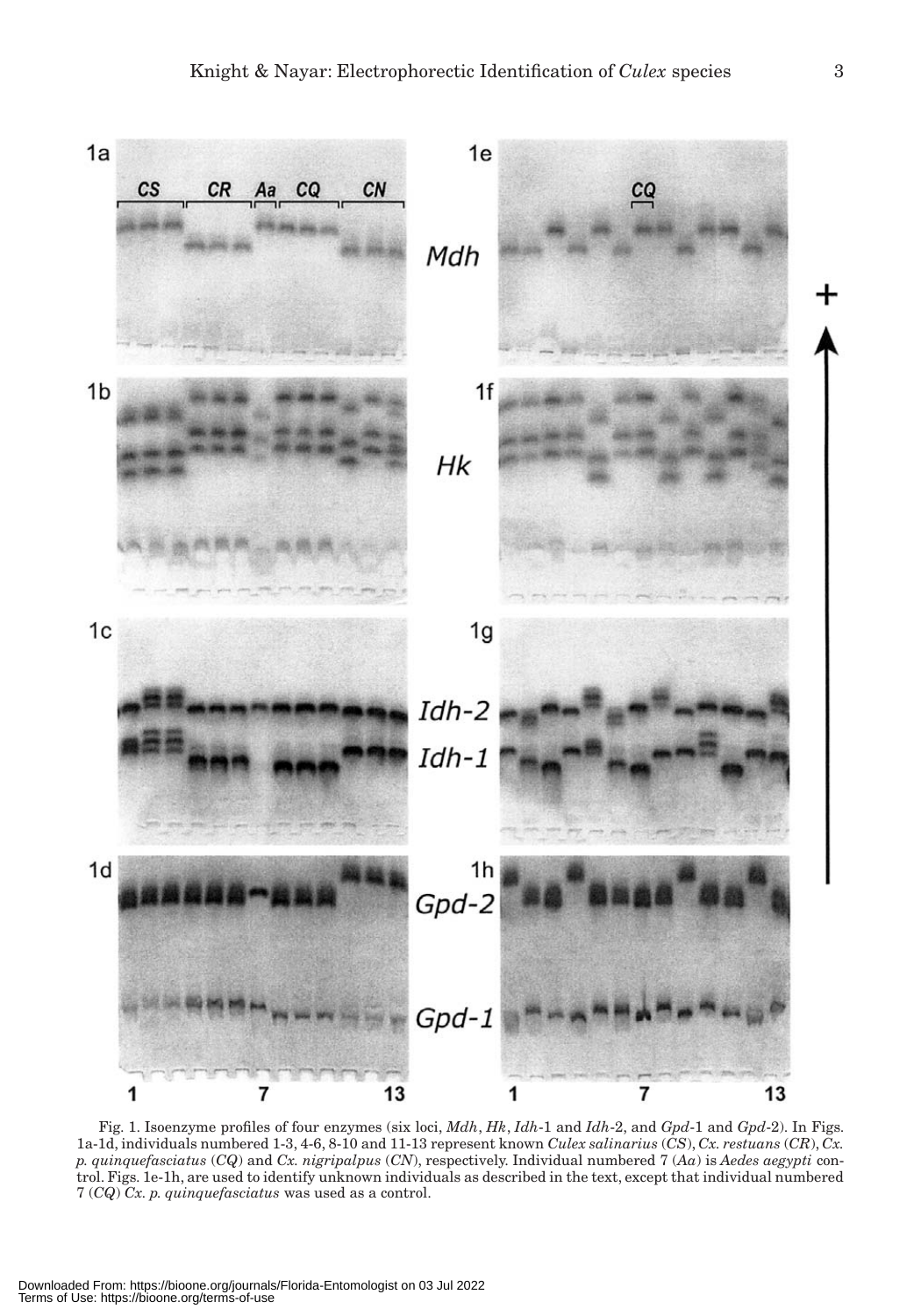Fig. 1. Isoenzyme profiles of four enzymes (six loci, *Mdh*, *Hk*, *Idh*-1 and *Idh*-2, and *Gpd*-1 and *Gpd*-2). In Figs. 1a-1d, individuals numbered 1-3, 4-6, 8-10 and 11-13 represent known *Culex salinarius* (*CS*), *Cx. restuans* (*CR*), *Cx. p. quinquefasciatus* (*CQ*) and *Cx. nigripalpus* (*CN*), respectively. Individual numbered 7 (*Aa*) is *Aedes aegypti* control. Figs. 1e-1h, are used to identify unknown individuals as described in the text, except that individual numbered 7 (*CQ*) *Cx. p. quinquefasciatus* was used as a control.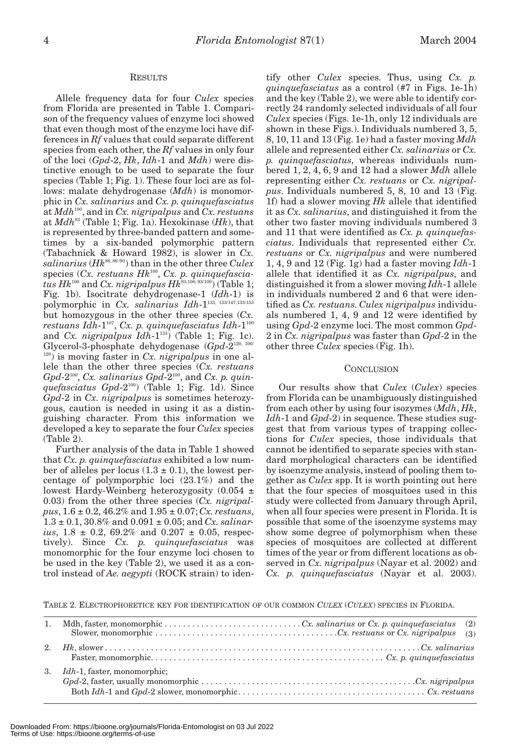## RESULTS

Allele frequency data for four *Culex* species from Florida are presented in Table 1. Comparison of the frequency values of enzyme loci showed that even though most of the enzyme loci have differences in *Rf* values that could separate different species from each other, the *Rf* values in only four of the loci (*Gpd*-2, *Hk*, *Idh*-1 and *Mdh*) were distinctive enough to be used to separate the four species (Table 1; Fig. 1). These four loci are as follows: malate dehydrogenase (*Mdh*) is monomorphic in *Cx. salinarius* and *Cx. p. quinquefasciatus* at $Mdh^{100}$, and in *Cx. nigripalpus* and *Cx. restuans* at $Mdh^{83}$ (Table 1; Fig. 1a). Hexokinase (*Hk*), that is represented by three-banded pattern and sometimes by a six-banded polymorphic pattern (Tabachnick & Howard 1982), is slower in *Cx. salinarius* ($Hk^{86, 86/93}$) than in the other three *Culex* species (*Cx. restuans* $Hk^{100}$, *Cx. p. quinquefasciatus* $Hk^{100}$ and *Cx. nigripalpus* $Hk^{93,100, 93/100}$) (Table 1; Fig. 1b). Isocitrate dehydrogenase-1 (*Idh*-1) is polymorphic in *Cx. salinarius* *Idh*-$1^{133,\ 133/147,133/153}$ but homozygous in the other three species (*Cx. restuans* *Idh*-$1^{107}$, *Cx. p. quinquefasciatus* *Idh*-$1^{100}$ and *Cx. nigripalpus* *Idh*-$1^{133}$) (Table 1; Fig. 1c). Glycerol-3-phosphate dehydogenase (*Gpd*-$2^{120,\ 100/120}$) is moving faster in *Cx. nigripalpus* in one allele than the other three species (*Cx. restuans* *Gpd*-$2^{100}$, *Cx. salinarius* *Gpd*-$2^{100}$, and *Cx. p. quinquefasciatus* *Gpd*-$2^{100}$) (Table 1; Fig. 1d). Since *Gpd*-2 in *Cx. nigripalpus* is sometimes heterozygous, caution is needed in using it as a distinguishing character. From this information we developed a key to separate the four *Culex* species (Table 2).

Further analysis of the data in Table 1 showed that *Cx. p. quinquefasciatus* exhibited a low number of alleles per locus (1.3 ± 0.1), the lowest percentage of polymporphic loci (23.1%) and the lowest Hardy-Weinberg heterozygosity (0.054 ± 0.03) from the other three species (*Cx. nigripalpus*, 1.6 ± 0.2, 46.2% and 1.95 ± 0.07; *Cx. restuans*, 1.3 ± 0.1, 30.8% and 0.091 ± 0.05; and *Cx. salinarius*, 1.8 ± 0.2, 69.2% and 0.207 ± 0.05, respectively). Since *Cx. p. quinquefasciatus* was monomorphic for the four enzyme loci chosen to be used in the key (Table 2), we used it as a control instead of *Ae. aegypti* (ROCK strain) to identify other *Culex* species. Thus, using *Cx. p. quinquefasciatus* as a control (#7 in Figs. 1e-1h) and the key (Table 2), we were able to identify correctly 24 randomly selected individuals of all four *Culex* species (Figs. 1e-1h, only 12 individuals are shown in these Figs.). Individuals numbered 3, 5, 8, 10, 11 and 13 (Fig. 1e) had a faster moving *Mdh* allele and represented either *Cx. salinarius* or *Cx. p. quinquefasciatus*, whereas individuals numbered 1, 2, 4, 6, 9 and 12 had a slower *Mdh* allele representing either *Cx. restuans* or *Cx. nigripalpus*. Individuals numbered 5, 8, 10 and 13 (Fig. 1f) had a slower moving *Hk* allele that identified it as *Cx. salinarius*, and distinguished it from the other two faster moving individuals numbered 3 and 11 that were identified as *Cx. p. quinquefasciatus*. Individuals that represented either *Cx. restuans* or *Cx. nigripalpus* and were numbered 1, 4, 9 and 12 (Fig. 1g) had a faster moving *Idh*-1 allele that identified it as *Cx. nigripalpus*, and distinguished it from a slower moving *Idh*-1 allele in individuals numbered 2 and 6 that were identified as *Cx. restuans*. *Culex nigripalpus* individuals numbered 1, 4, 9 and 12 were identified by using *Gpd*-2 enzyme loci. The most common *Gpd*-2 in *Cx. nigripalpus* was faster than *Gpd*-2 in the other three *Culex* species (Fig. 1h).

## CONCLUSION

Our results show that *Culex* (*Culex*) species from Florida can be unambiguously distinguished from each other by using four isozymes (*Mdh*, *Hk*, *Idh*-1 and *Gpd*-2) in sequence. These studies suggest that from various types of trapping collections for *Culex* species, those individuals that cannot be identified to separate species with standard morphological characters can be identified by isoenzyme analysis, instead of pooling them together as *Culex* spp. It is worth pointing out here that the four species of mosquitoes used in this study were collected from January through April, when all four species were present in Florida. It is possible that some of the isoenzyme systems may show some degree of polymorphism when these species of mosquitoes are collected at different times of the year or from different locations as observed in *Cx. nigripalpus* (Nayar et al. 2002) and *Cx. p. quinquefasciatus* (Nayar et al. 2003).

TABLE 2. ELECTROPHORETICE KEY FOR IDENTIFICATION OF OUR COMMON *CULEX* (*CULEX*) SPECIES IN FLORIDA.

| | | |
|---|---|---|
| 1. | Mdh, faster, monomorphic | *Cx. salinarius* or *Cx. p. quinquefasciatus* (2) |
| | Slower, monomorphic | *Cx. restuans* or *Cx. nigripalpus* (3) |
| 2. | *Hk*, slower | *Cx. salinarius* |
| | Faster, monomorphic | *Cx. p. quinquefasciatus* |
| 3. | *Idh*-1, faster, monomorphic; | |
| | *Gpd*-2, faster, usually monomorphic | *Cx. nigripalpus* |
| | Both *Idh*-1 and *Gpd*-2 slower, monomorphic | *Cx. restuans* |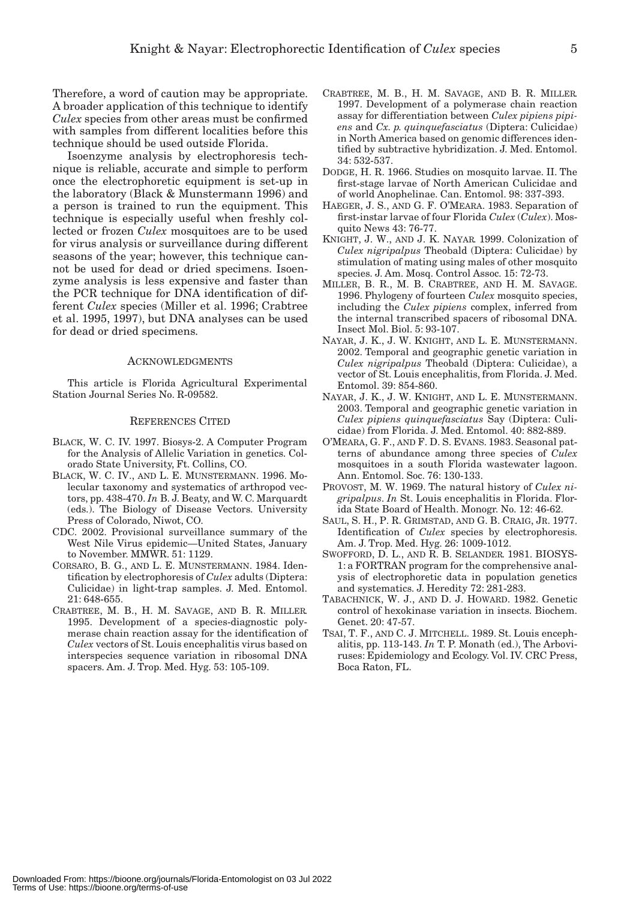Therefore, a word of caution may be appropriate. A broader application of this technique to identify *Culex* species from other areas must be confirmed with samples from different localities before this technique should be used outside Florida.

Isoenzyme analysis by electrophoresis technique is reliable, accurate and simple to perform once the electrophoretic equipment is set-up in the laboratory (Black & Munstermann 1996) and a person is trained to run the equipment. This technique is especially useful when freshly collected or frozen *Culex* mosquitoes are to be used for virus analysis or surveillance during different seasons of the year; however, this technique cannot be used for dead or dried specimens. Isoenzyme analysis is less expensive and faster than the PCR technique for DNA identification of different *Culex* species (Miller et al. 1996; Crabtree et al. 1995, 1997), but DNA analyses can be used for dead or dried specimens.

## Acknowledgments

This article is Florida Agricultural Experimental Station Journal Series No. R-09582.

## References Cited

Black, W. C. IV. 1997. Biosys-2. A Computer Program for the Analysis of Allelic Variation in genetics. Colorado State University, Ft. Collins, CO.

Black, W. C. IV., and L. E. Munstermann. 1996. Molecular taxonomy and systematics of arthropod vectors, pp. 438-470. *In* B. J. Beaty, and W. C. Marquardt (eds.). The Biology of Disease Vectors. University Press of Colorado, Niwot, CO.

CDC. 2002. Provisional surveillance summary of the West Nile Virus epidemic—United States, January to November. MMWR. 51: 1129.

Corsaro, B. G., and L. E. Munstermann. 1984. Identification by electrophoresis of *Culex* adults (Diptera: Culicidae) in light-trap samples. J. Med. Entomol. 21: 648-655.

Crabtree, M. B., H. M. Savage, and B. R. Miller. 1995. Development of a species-diagnostic polymerase chain reaction assay for the identification of *Culex* vectors of St. Louis encephalitis virus based on interspecies sequence variation in ribosomal DNA spacers. Am. J. Trop. Med. Hyg. 53: 105-109.

Crabtree, M. B., H. M. Savage, and B. R. Miller. 1997. Development of a polymerase chain reaction assay for differentiation between *Culex pipiens pipiens* and *Cx. p. quinquefasciatus* (Diptera: Culicidae) in North America based on genomic differences identified by subtractive hybridization. J. Med. Entomol. 34: 532-537.

Dodge, H. R. 1966. Studies on mosquito larvae. II. The first-stage larvae of North American Culicidae and of world Anophelinae. Can. Entomol. 98: 337-393.

Haeger, J. S., and G. F. O'Meara. 1983. Separation of first-instar larvae of four Florida *Culex* (*Culex*). Mosquito News 43: 76-77.

Knight, J. W., and J. K. Nayar. 1999. Colonization of *Culex nigripalpus* Theobald (Diptera: Culicidae) by stimulation of mating using males of other mosquito species. J. Am. Mosq. Control Assoc. 15: 72-73.

Miller, B. R., M. B. Crabtree, and H. M. Savage. 1996. Phylogeny of fourteen *Culex* mosquito species, including the *Culex pipiens* complex, inferred from the internal transcribed spacers of ribosomal DNA. Insect Mol. Biol. 5: 93-107.

Nayar, J. K., J. W. Knight, and L. E. Munstermann. 2002. Temporal and geographic genetic variation in *Culex nigripalpus* Theobald (Diptera: Culicidae), a vector of St. Louis encephalitis, from Florida. J. Med. Entomol. 39: 854-860.

Nayar, J. K., J. W. Knight, and L. E. Munstermann. 2003. Temporal and geographic genetic variation in *Culex pipiens quinquefasciatus* Say (Diptera: Culicidae) from Florida. J. Med. Entomol. 40: 882-889.

O'Meara, G. F., and F. D. S. Evans. 1983. Seasonal patterns of abundance among three species of *Culex* mosquitoes in a south Florida wastewater lagoon. Ann. Entomol. Soc. 76: 130-133.

Provost, M. W. 1969. The natural history of *Culex nigripalpus*. *In* St. Louis encephalitis in Florida. Florida State Board of Health. Monogr. No. 12: 46-62.

Saul, S. H., P. R. Grimstad, and G. B. Craig, Jr. 1977. Identification of *Culex* species by electrophoresis. Am. J. Trop. Med. Hyg. 26: 1009-1012.

Swofford, D. L., and R. B. Selander. 1981. BIOSYS-1: a FORTRAN program for the comprehensive analysis of electrophoretic data in population genetics and systematics. J. Heredity 72: 281-283.

Tabachnick, W. J., and D. J. Howard. 1982. Genetic control of hexokinase variation in insects. Biochem. Genet. 20: 47-57.

Tsai, T. F., and C. J. Mitchell. 1989. St. Louis encephalitis, pp. 113-143. *In* T. P. Monath (ed.), The Arboviruses: Epidemiology and Ecology. Vol. IV. CRC Press, Boca Raton, FL.